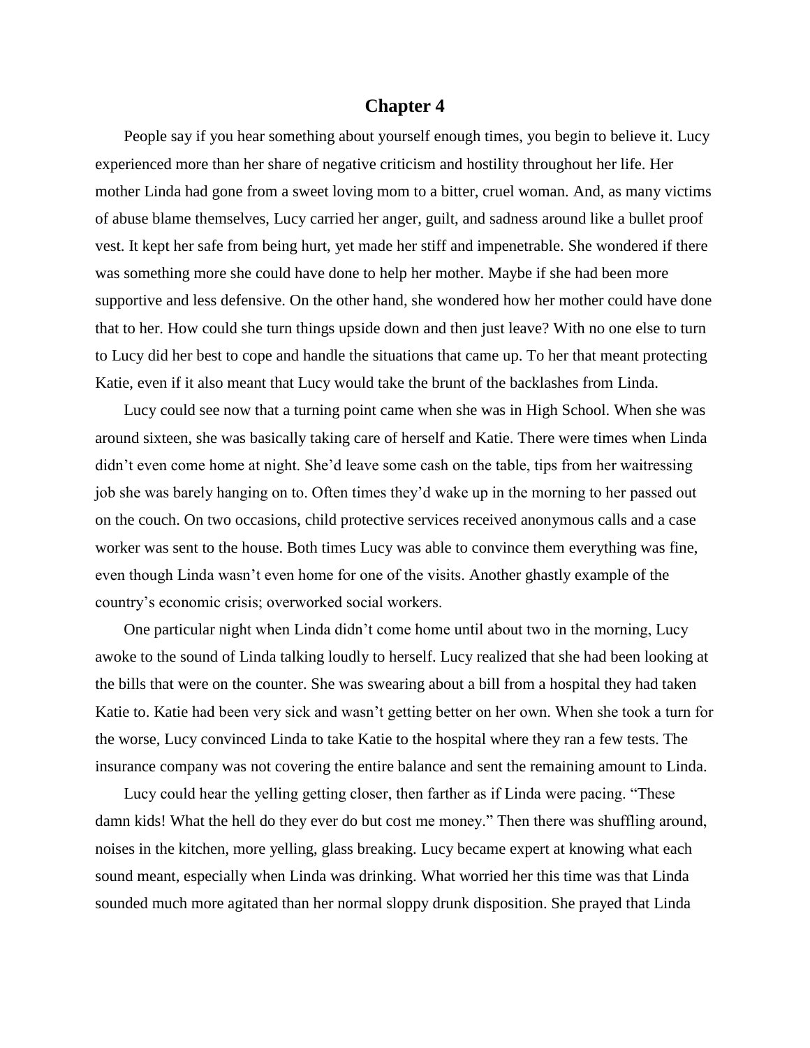# Chapter 4

People say if you hear something about yourself enough times, you begin to believe it. Lucy experienced more than her share of negative criticism and hostility throughout her life. Her mother Linda had gone from a sweet loving mom to a bitter, cruel woman. And, as many victims of abuse blame themselves, Lucy carried her anger, guilt, and sadness around like a bullet proof vest. It kept her safe from being hurt, yet made her stiff and impenetrable. She wondered if there was something more she could have done to help her mother. Maybe if she had been more supportive and less defensive. On the other hand, she wondered how her mother could have done that to her. How could she turn things upside down and then just leave? With no one else to turn to Lucy did her best to cope and handle the situations that came up. To her that meant protecting Katie, even if it also meant that Lucy would take the brunt of the backlashes from Linda.

Lucy could see now that a turning point came when she was in High School. When she was around sixteen, she was basically taking care of herself and Katie. There were times when Linda didn't even come home at night. She'd leave some cash on the table, tips from her waitressing job she was barely hanging on to. Often times they'd wake up in the morning to her passed out on the couch. On two occasions, child protective services received anonymous calls and a case worker was sent to the house. Both times Lucy was able to convince them everything was fine, even though Linda wasn't even home for one of the visits. Another ghastly example of the country's economic crisis; overworked social workers.

One particular night when Linda didn't come home until about two in the morning, Lucy awoke to the sound of Linda talking loudly to herself. Lucy realized that she had been looking at the bills that were on the counter. She was swearing about a bill from a hospital they had taken Katie to. Katie had been very sick and wasn't getting better on her own. When she took a turn for the worse, Lucy convinced Linda to take Katie to the hospital where they ran a few tests. The insurance company was not covering the entire balance and sent the remaining amount to Linda.

Lucy could hear the yelling getting closer, then farther as if Linda were pacing. "These damn kids! What the hell do they ever do but cost me money." Then there was shuffling around, noises in the kitchen, more yelling, glass breaking. Lucy became expert at knowing what each sound meant, especially when Linda was drinking. What worried her this time was that Linda sounded much more agitated than her normal sloppy drunk disposition. She prayed that Linda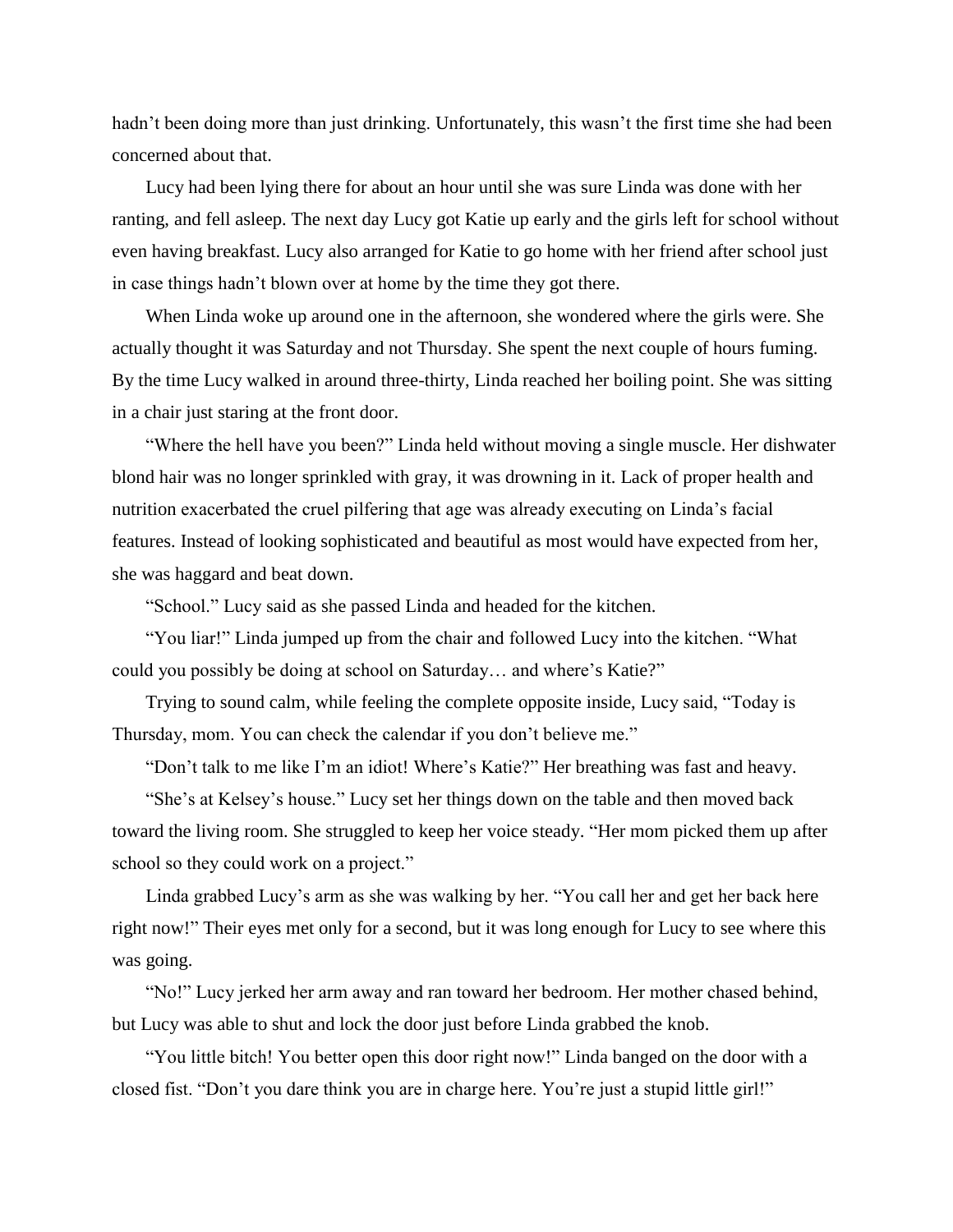hadn't been doing more than just drinking. Unfortunately, this wasn't the first time she had been concerned about that.

Lucy had been lying there for about an hour until she was sure Linda was done with her ranting, and fell asleep. The next day Lucy got Katie up early and the girls left for school without even having breakfast. Lucy also arranged for Katie to go home with her friend after school just in case things hadn't blown over at home by the time they got there.

When Linda woke up around one in the afternoon, she wondered where the girls were. She actually thought it was Saturday and not Thursday. She spent the next couple of hours fuming. By the time Lucy walked in around three-thirty, Linda reached her boiling point. She was sitting in a chair just staring at the front door.

"Where the hell have you been?" Linda held without moving a single muscle. Her dishwater blond hair was no longer sprinkled with gray, it was drowning in it. Lack of proper health and nutrition exacerbated the cruel pilfering that age was already executing on Linda's facial features. Instead of looking sophisticated and beautiful as most would have expected from her, she was haggard and beat down.

"School." Lucy said as she passed Linda and headed for the kitchen.

"You liar!" Linda jumped up from the chair and followed Lucy into the kitchen. "What could you possibly be doing at school on Saturday… and where's Katie?"

Trying to sound calm, while feeling the complete opposite inside, Lucy said, "Today is Thursday, mom. You can check the calendar if you don't believe me."

"Don't talk to me like I'm an idiot! Where's Katie?" Her breathing was fast and heavy.

"She's at Kelsey's house." Lucy set her things down on the table and then moved back toward the living room. She struggled to keep her voice steady. "Her mom picked them up after school so they could work on a project."

Linda grabbed Lucy's arm as she was walking by her. "You call her and get her back here right now!" Their eyes met only for a second, but it was long enough for Lucy to see where this was going.

"No!" Lucy jerked her arm away and ran toward her bedroom. Her mother chased behind, but Lucy was able to shut and lock the door just before Linda grabbed the knob.

"You little bitch! You better open this door right now!" Linda banged on the door with a closed fist. "Don't you dare think you are in charge here. You're just a stupid little girl!"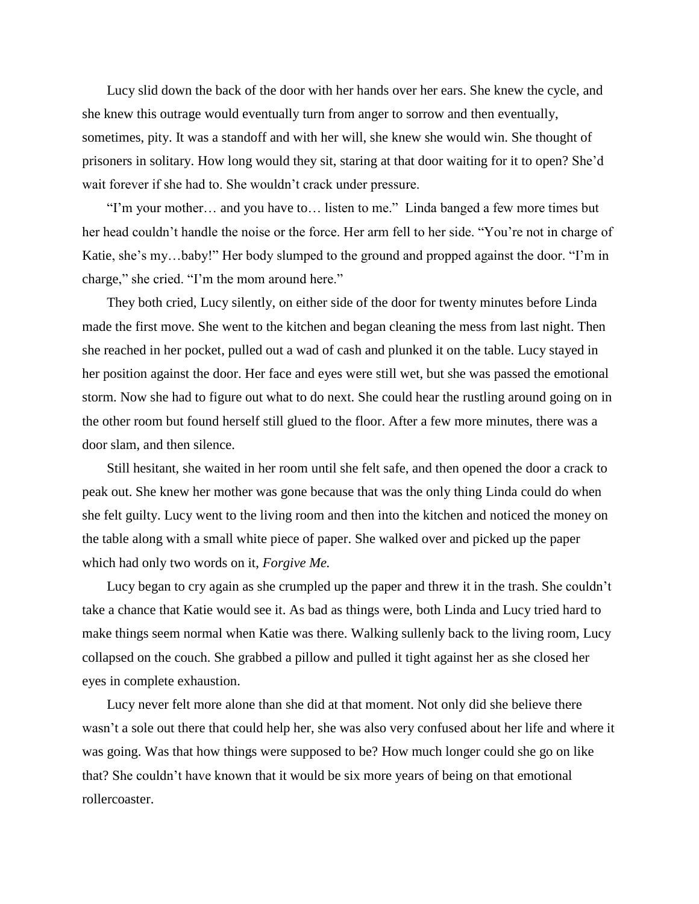Lucy slid down the back of the door with her hands over her ears. She knew the cycle, and she knew this outrage would eventually turn from anger to sorrow and then eventually, sometimes, pity. It was a standoff and with her will, she knew she would win. She thought of prisoners in solitary. How long would they sit, staring at that door waiting for it to open? She'd wait forever if she had to. She wouldn't crack under pressure.

"I'm your mother… and you have to… listen to me." Linda banged a few more times but her head couldn't handle the noise or the force. Her arm fell to her side. "You're not in charge of Katie, she's my…baby!" Her body slumped to the ground and propped against the door. "I'm in charge," she cried. "I'm the mom around here."

They both cried, Lucy silently, on either side of the door for twenty minutes before Linda made the first move. She went to the kitchen and began cleaning the mess from last night. Then she reached in her pocket, pulled out a wad of cash and plunked it on the table. Lucy stayed in her position against the door. Her face and eyes were still wet, but she was passed the emotional storm. Now she had to figure out what to do next. She could hear the rustling around going on in the other room but found herself still glued to the floor. After a few more minutes, there was a door slam, and then silence.

Still hesitant, she waited in her room until she felt safe, and then opened the door a crack to peak out. She knew her mother was gone because that was the only thing Linda could do when she felt guilty. Lucy went to the living room and then into the kitchen and noticed the money on the table along with a small white piece of paper. She walked over and picked up the paper which had only two words on it, *Forgive Me.*

Lucy began to cry again as she crumpled up the paper and threw it in the trash. She couldn't take a chance that Katie would see it. As bad as things were, both Linda and Lucy tried hard to make things seem normal when Katie was there. Walking sullenly back to the living room, Lucy collapsed on the couch. She grabbed a pillow and pulled it tight against her as she closed her eyes in complete exhaustion.

Lucy never felt more alone than she did at that moment. Not only did she believe there wasn't a sole out there that could help her, she was also very confused about her life and where it was going. Was that how things were supposed to be? How much longer could she go on like that? She couldn't have known that it would be six more years of being on that emotional rollercoaster.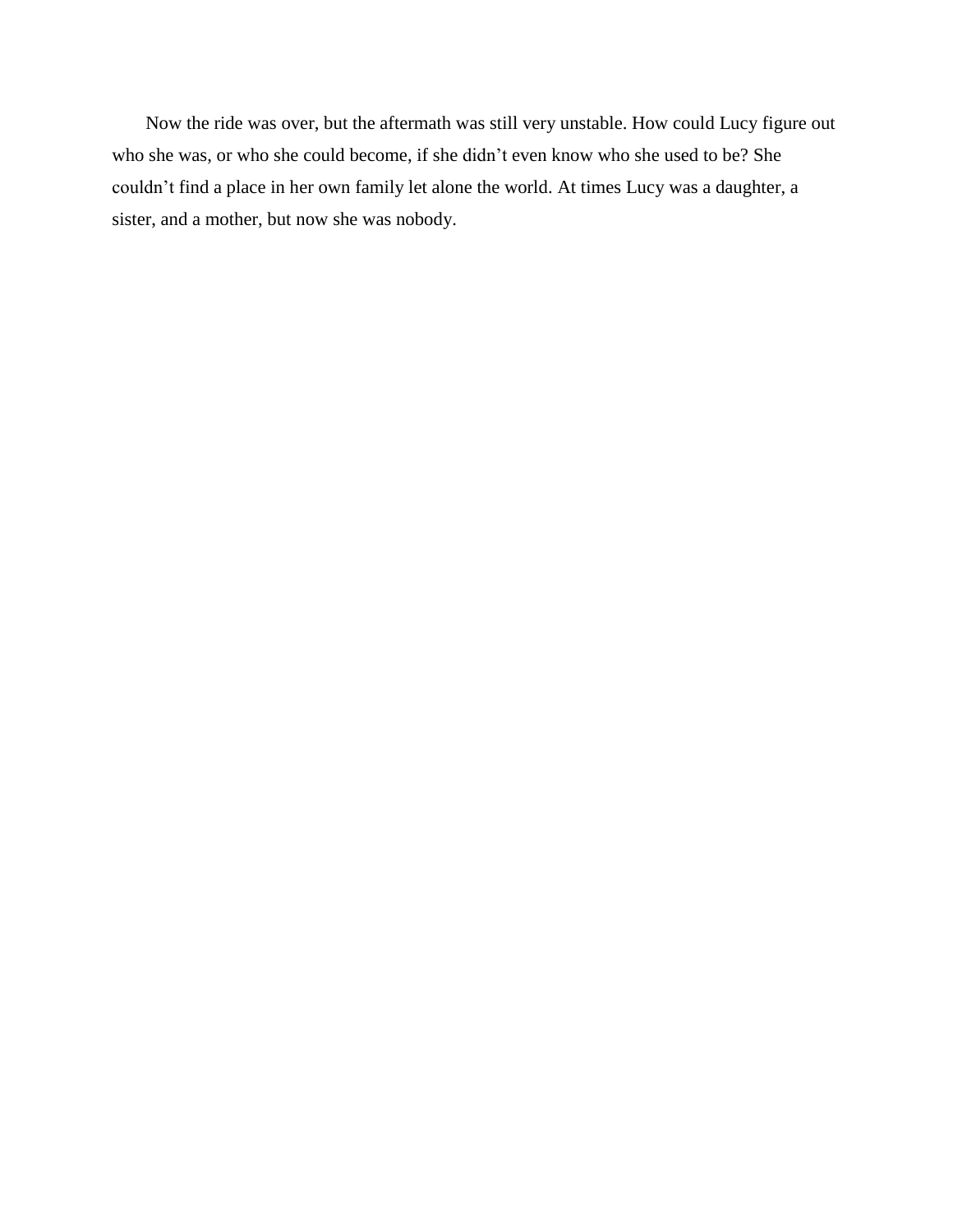Now the ride was over, but the aftermath was still very unstable. How could Lucy figure out who she was, or who she could become, if she didn't even know who she used to be? She couldn't find a place in her own family let alone the world. At times Lucy was a daughter, a sister, and a mother, but now she was nobody.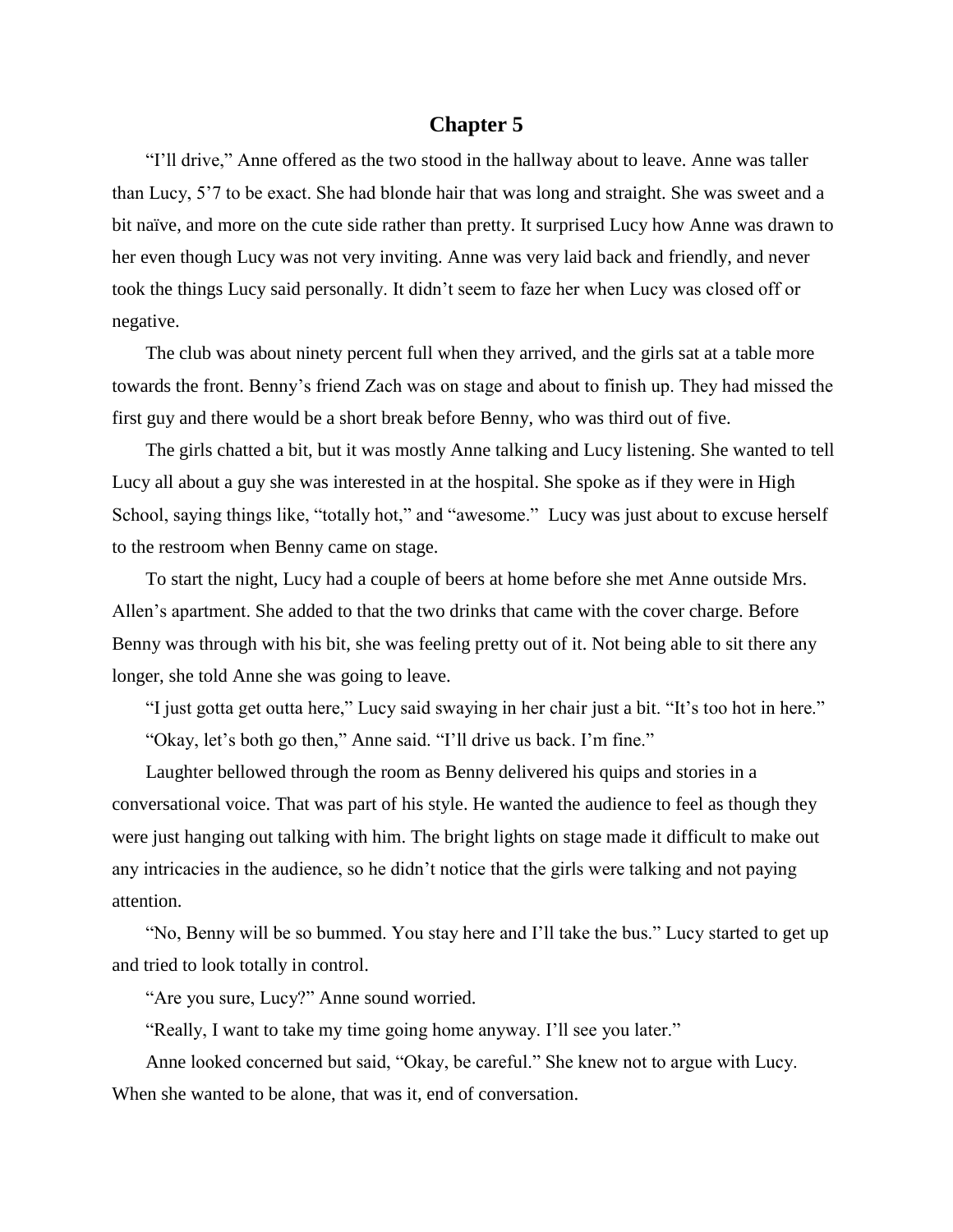## Chapter 5

"I'll drive," Anne offered as the two stood in the hallway about to leave. Anne was taller than Lucy, 5'7 to be exact. She had blonde hair that was long and straight. She was sweet and a bit naïve, and more on the cute side rather than pretty. It surprised Lucy how Anne was drawn to her even though Lucy was not very inviting. Anne was very laid back and friendly, and never took the things Lucy said personally. It didn't seem to faze her when Lucy was closed off or negative.

The club was about ninety percent full when they arrived, and the girls sat at a table more towards the front. Benny's friend Zach was on stage and about to finish up. They had missed the first guy and there would be a short break before Benny, who was third out of five.

The girls chatted a bit, but it was mostly Anne talking and Lucy listening. She wanted to tell Lucy all about a guy she was interested in at the hospital. She spoke as if they were in High School, saying things like, "totally hot," and "awesome." Lucy was just about to excuse herself to the restroom when Benny came on stage.

To start the night, Lucy had a couple of beers at home before she met Anne outside Mrs. Allen's apartment. She added to that the two drinks that came with the cover charge. Before Benny was through with his bit, she was feeling pretty out of it. Not being able to sit there any longer, she told Anne she was going to leave.

"I just gotta get outta here," Lucy said swaying in her chair just a bit. "It's too hot in here."

"Okay, let's both go then," Anne said. "I'll drive us back. I'm fine."

Laughter bellowed through the room as Benny delivered his quips and stories in a conversational voice. That was part of his style. He wanted the audience to feel as though they were just hanging out talking with him. The bright lights on stage made it difficult to make out any intricacies in the audience, so he didn't notice that the girls were talking and not paying attention.

"No, Benny will be so bummed. You stay here and I'll take the bus." Lucy started to get up and tried to look totally in control.

"Are you sure, Lucy?" Anne sound worried.

"Really, I want to take my time going home anyway. I'll see you later."

Anne looked concerned but said, "Okay, be careful." She knew not to argue with Lucy. When she wanted to be alone, that was it, end of conversation.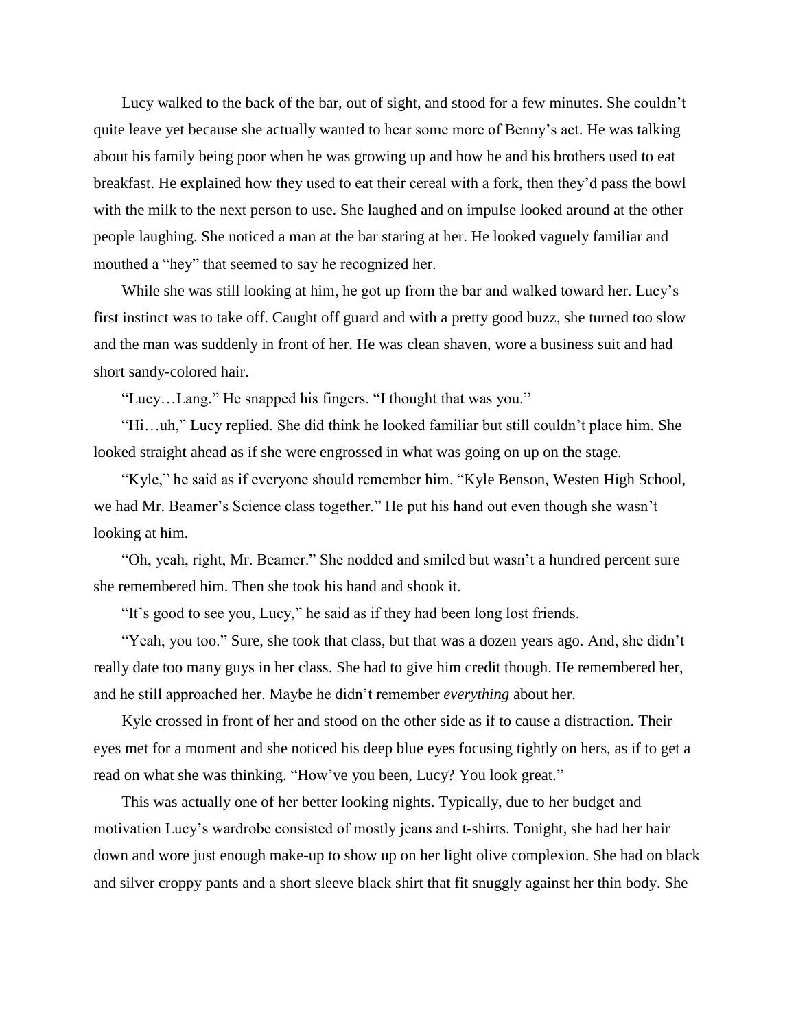Lucy walked to the back of the bar, out of sight, and stood for a few minutes. She couldn't quite leave yet because she actually wanted to hear some more of Benny's act. He was talking about his family being poor when he was growing up and how he and his brothers used to eat breakfast. He explained how they used to eat their cereal with a fork, then they'd pass the bowl with the milk to the next person to use. She laughed and on impulse looked around at the other people laughing. She noticed a man at the bar staring at her. He looked vaguely familiar and mouthed a "hey" that seemed to say he recognized her.

While she was still looking at him, he got up from the bar and walked toward her. Lucy's first instinct was to take off. Caught off guard and with a pretty good buzz, she turned too slow and the man was suddenly in front of her. He was clean shaven, wore a business suit and had short sandy-colored hair.

"Lucy…Lang." He snapped his fingers. "I thought that was you."

"Hi…uh," Lucy replied. She did think he looked familiar but still couldn't place him. She looked straight ahead as if she were engrossed in what was going on up on the stage.

"Kyle," he said as if everyone should remember him. "Kyle Benson, Westen High School, we had Mr. Beamer's Science class together." He put his hand out even though she wasn't looking at him.

"Oh, yeah, right, Mr. Beamer." She nodded and smiled but wasn't a hundred percent sure she remembered him. Then she took his hand and shook it.

"It's good to see you, Lucy," he said as if they had been long lost friends.

"Yeah, you too." Sure, she took that class, but that was a dozen years ago. And, she didn't really date too many guys in her class. She had to give him credit though. He remembered her, and he still approached her. Maybe he didn't remember *everything* about her.

Kyle crossed in front of her and stood on the other side as if to cause a distraction. Their eyes met for a moment and she noticed his deep blue eyes focusing tightly on hers, as if to get a read on what she was thinking. "How've you been, Lucy? You look great."

This was actually one of her better looking nights. Typically, due to her budget and motivation Lucy's wardrobe consisted of mostly jeans and t-shirts. Tonight, she had her hair down and wore just enough make-up to show up on her light olive complexion. She had on black and silver croppy pants and a short sleeve black shirt that fit snuggly against her thin body. She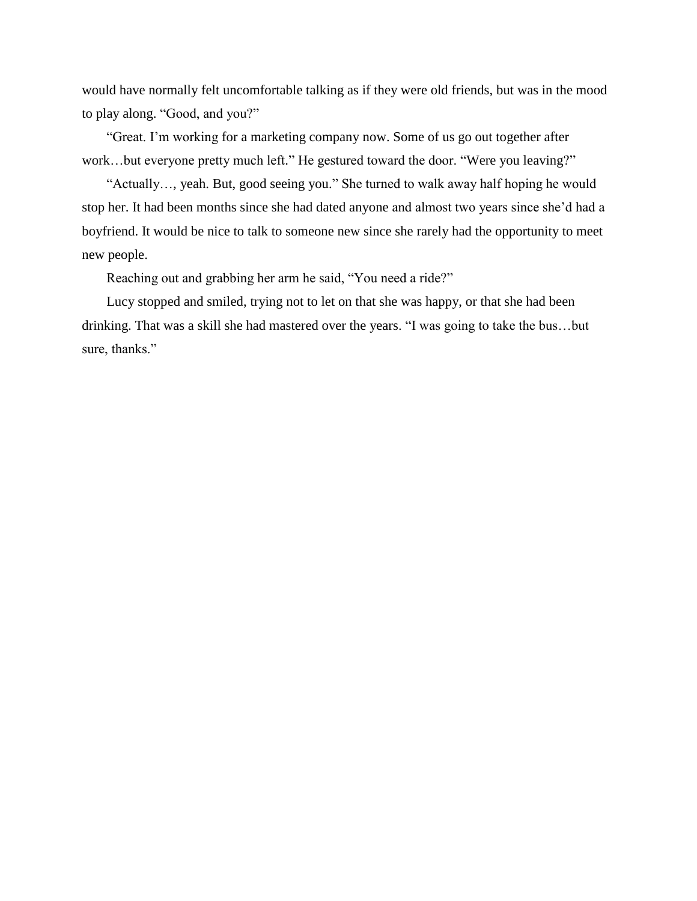would have normally felt uncomfortable talking as if they were old friends, but was in the mood to play along. "Good, and you?"

"Great. I'm working for a marketing company now. Some of us go out together after work…but everyone pretty much left." He gestured toward the door. "Were you leaving?"

"Actually…, yeah. But, good seeing you." She turned to walk away half hoping he would stop her. It had been months since she had dated anyone and almost two years since she'd had a boyfriend. It would be nice to talk to someone new since she rarely had the opportunity to meet new people.

Reaching out and grabbing her arm he said, "You need a ride?"

Lucy stopped and smiled, trying not to let on that she was happy, or that she had been drinking. That was a skill she had mastered over the years. "I was going to take the bus…but sure, thanks."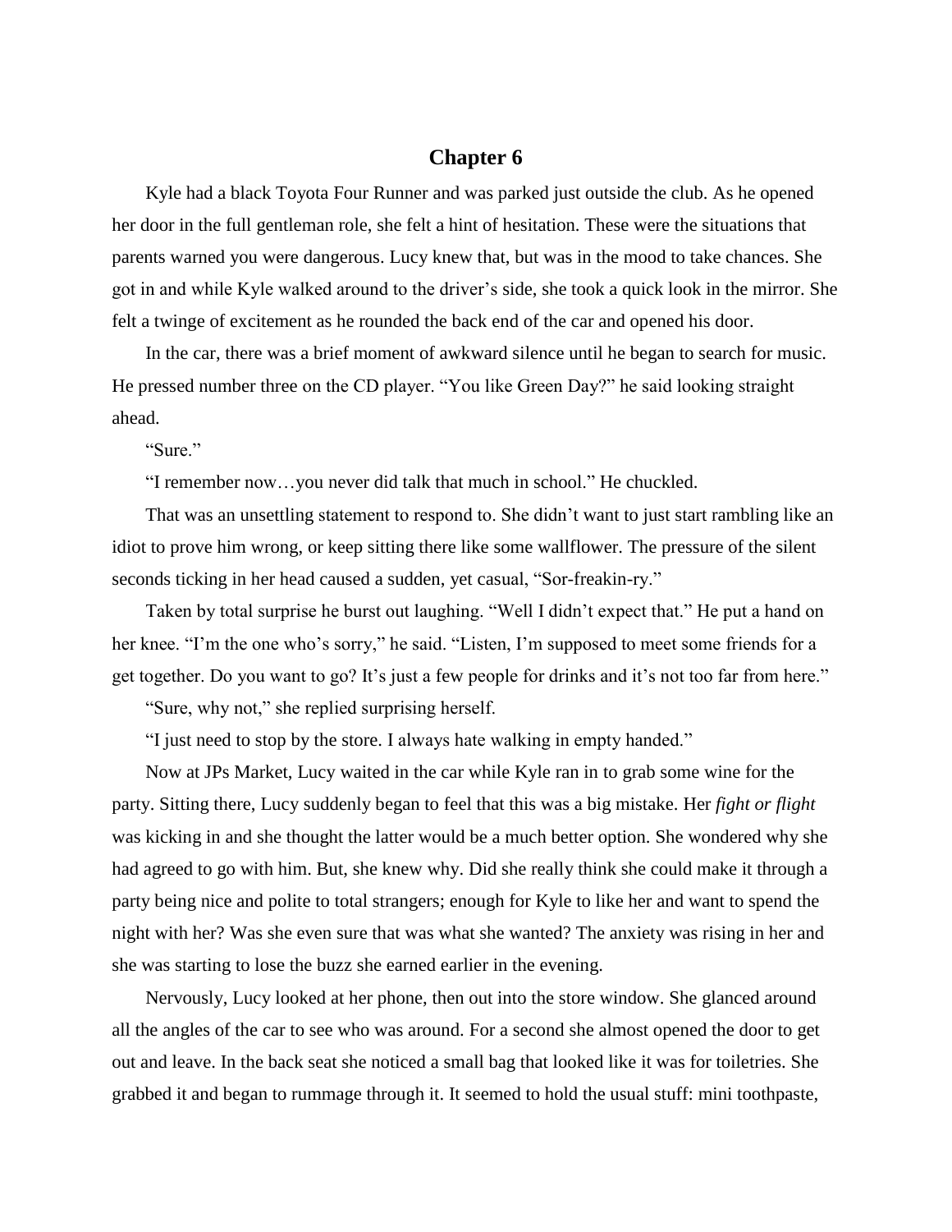# Chapter 6

Kyle had a black Toyota Four Runner and was parked just outside the club. As he opened her door in the full gentleman role, she felt a hint of hesitation. These were the situations that parents warned you were dangerous. Lucy knew that, but was in the mood to take chances. She got in and while Kyle walked around to the driver's side, she took a quick look in the mirror. She felt a twinge of excitement as he rounded the back end of the car and opened his door.

In the car, there was a brief moment of awkward silence until he began to search for music. He pressed number three on the CD player. "You like Green Day?" he said looking straight ahead.

"Sure."

"I remember now…you never did talk that much in school." He chuckled.

That was an unsettling statement to respond to. She didn't want to just start rambling like an idiot to prove him wrong, or keep sitting there like some wallflower. The pressure of the silent seconds ticking in her head caused a sudden, yet casual, "Sor-freakin-ry."

Taken by total surprise he burst out laughing. "Well I didn't expect that." He put a hand on her knee. "I'm the one who's sorry," he said. "Listen, I'm supposed to meet some friends for a get together. Do you want to go? It's just a few people for drinks and it's not too far from here."

"Sure, why not," she replied surprising herself.

"I just need to stop by the store. I always hate walking in empty handed."

Now at JPs Market, Lucy waited in the car while Kyle ran in to grab some wine for the party. Sitting there, Lucy suddenly began to feel that this was a big mistake. Her *fight or flight* was kicking in and she thought the latter would be a much better option. She wondered why she had agreed to go with him. But, she knew why. Did she really think she could make it through a party being nice and polite to total strangers; enough for Kyle to like her and want to spend the night with her? Was she even sure that was what she wanted? The anxiety was rising in her and she was starting to lose the buzz she earned earlier in the evening.

Nervously, Lucy looked at her phone, then out into the store window. She glanced around all the angles of the car to see who was around. For a second she almost opened the door to get out and leave. In the back seat she noticed a small bag that looked like it was for toiletries. She grabbed it and began to rummage through it. It seemed to hold the usual stuff: mini toothpaste,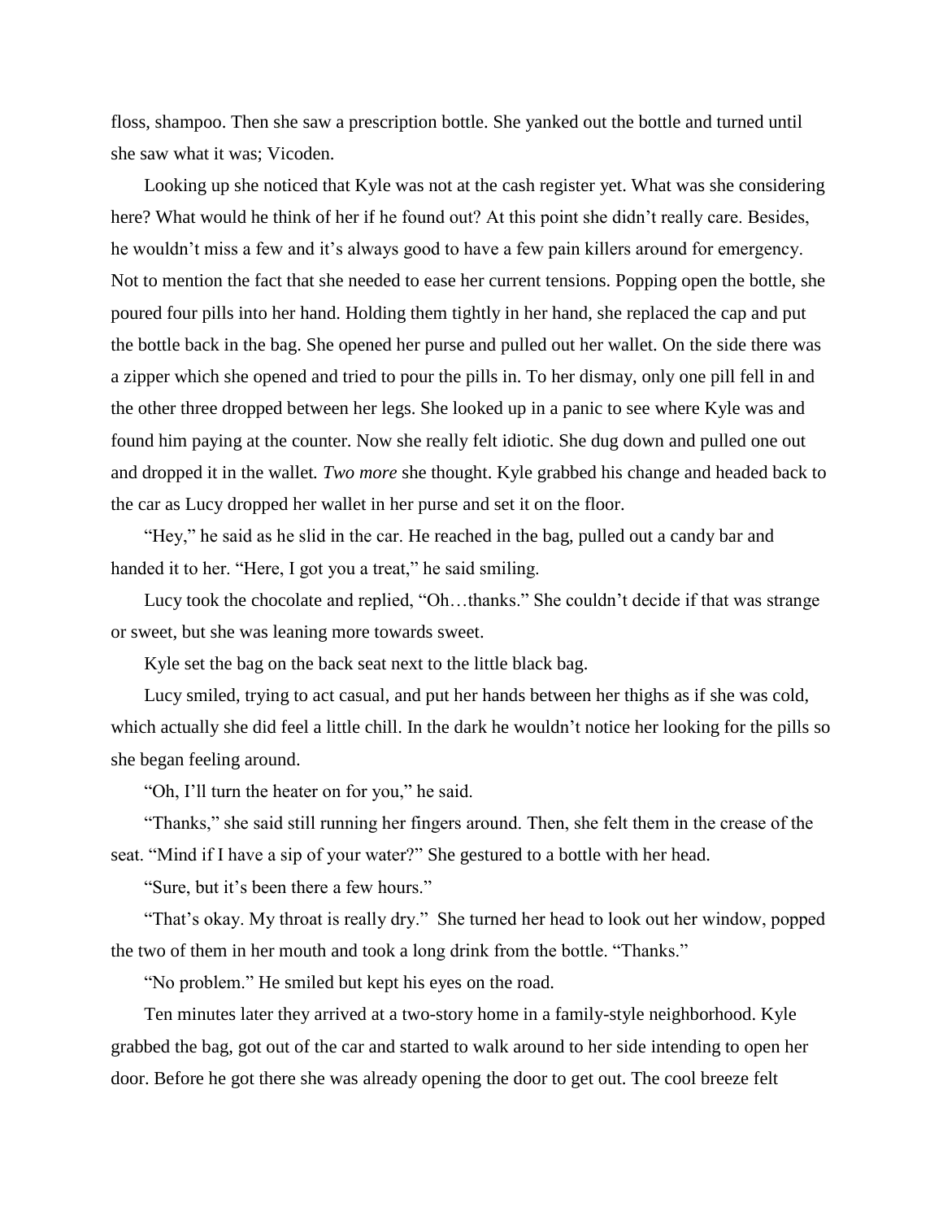floss, shampoo. Then she saw a prescription bottle. She yanked out the bottle and turned until she saw what it was; Vicoden.

Looking up she noticed that Kyle was not at the cash register yet. What was she considering here? What would he think of her if he found out? At this point she didn't really care. Besides, he wouldn't miss a few and it's always good to have a few pain killers around for emergency. Not to mention the fact that she needed to ease her current tensions. Popping open the bottle, she poured four pills into her hand. Holding them tightly in her hand, she replaced the cap and put the bottle back in the bag. She opened her purse and pulled out her wallet. On the side there was a zipper which she opened and tried to pour the pills in. To her dismay, only one pill fell in and the other three dropped between her legs. She looked up in a panic to see where Kyle was and found him paying at the counter. Now she really felt idiotic. She dug down and pulled one out and dropped it in the wallet. *Two more* she thought. Kyle grabbed his change and headed back to the car as Lucy dropped her wallet in her purse and set it on the floor.

"Hey," he said as he slid in the car. He reached in the bag, pulled out a candy bar and handed it to her. "Here, I got you a treat," he said smiling.

Lucy took the chocolate and replied, "Oh…thanks." She couldn't decide if that was strange or sweet, but she was leaning more towards sweet.

Kyle set the bag on the back seat next to the little black bag.

Lucy smiled, trying to act casual, and put her hands between her thighs as if she was cold, which actually she did feel a little chill. In the dark he wouldn't notice her looking for the pills so she began feeling around.

"Oh, I'll turn the heater on for you," he said.

"Thanks," she said still running her fingers around. Then, she felt them in the crease of the seat. "Mind if I have a sip of your water?" She gestured to a bottle with her head.

"Sure, but it's been there a few hours."

"That's okay. My throat is really dry." She turned her head to look out her window, popped the two of them in her mouth and took a long drink from the bottle. "Thanks."

"No problem." He smiled but kept his eyes on the road.

Ten minutes later they arrived at a two-story home in a family-style neighborhood. Kyle grabbed the bag, got out of the car and started to walk around to her side intending to open her door. Before he got there she was already opening the door to get out. The cool breeze felt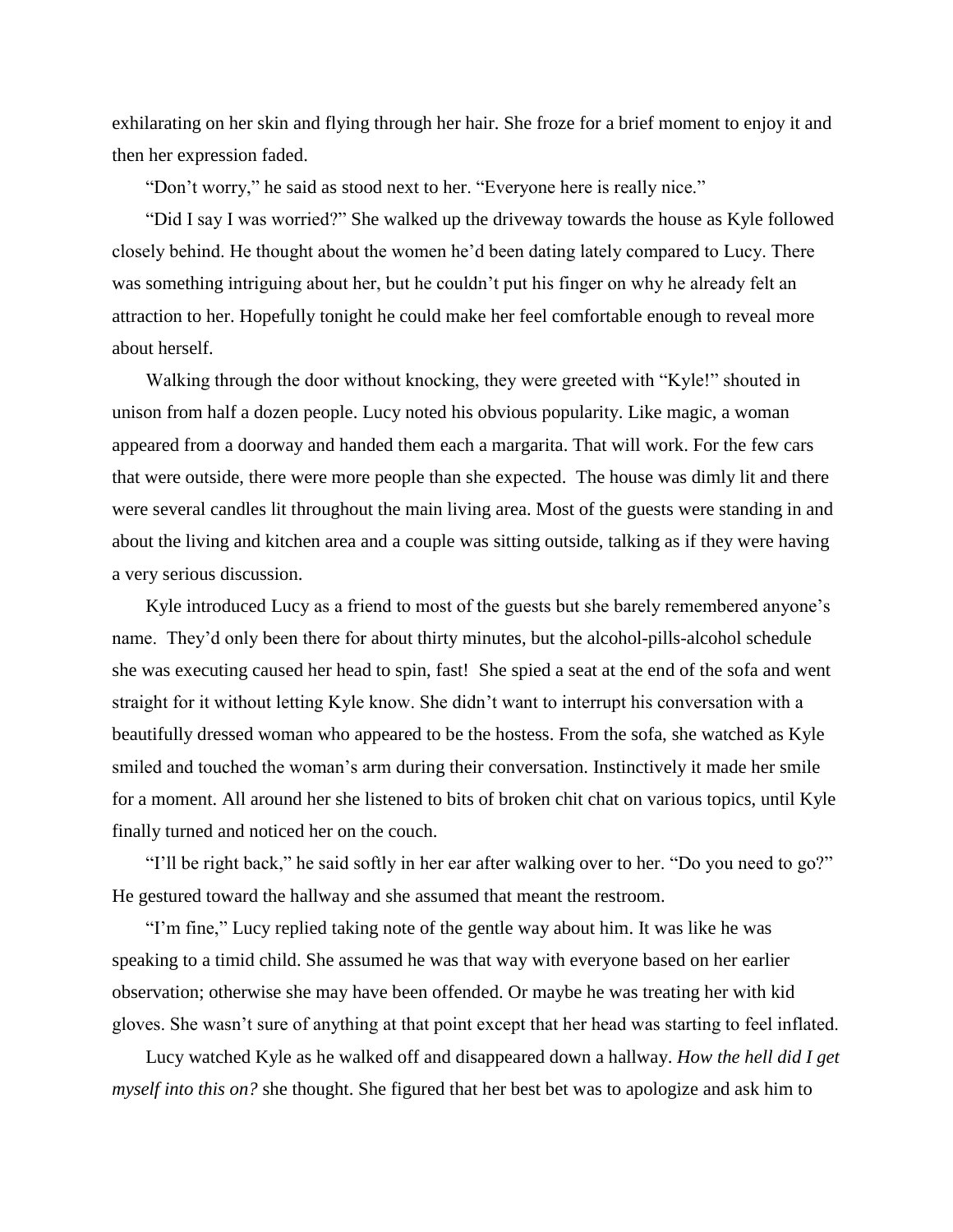exhilarating on her skin and flying through her hair. She froze for a brief moment to enjoy it and then her expression faded.

"Don't worry," he said as stood next to her. "Everyone here is really nice."

"Did I say I was worried?" She walked up the driveway towards the house as Kyle followed closely behind. He thought about the women he'd been dating lately compared to Lucy. There was something intriguing about her, but he couldn't put his finger on why he already felt an attraction to her. Hopefully tonight he could make her feel comfortable enough to reveal more about herself.

Walking through the door without knocking, they were greeted with "Kyle!" shouted in unison from half a dozen people. Lucy noted his obvious popularity. Like magic, a woman appeared from a doorway and handed them each a margarita. That will work. For the few cars that were outside, there were more people than she expected. The house was dimly lit and there were several candles lit throughout the main living area. Most of the guests were standing in and about the living and kitchen area and a couple was sitting outside, talking as if they were having a very serious discussion.

Kyle introduced Lucy as a friend to most of the guests but she barely remembered anyone's name. They'd only been there for about thirty minutes, but the alcohol-pills-alcohol schedule she was executing caused her head to spin, fast! She spied a seat at the end of the sofa and went straight for it without letting Kyle know. She didn't want to interrupt his conversation with a beautifully dressed woman who appeared to be the hostess. From the sofa, she watched as Kyle smiled and touched the woman's arm during their conversation. Instinctively it made her smile for a moment. All around her she listened to bits of broken chit chat on various topics, until Kyle finally turned and noticed her on the couch.

"I'll be right back," he said softly in her ear after walking over to her. "Do you need to go?" He gestured toward the hallway and she assumed that meant the restroom.

"I'm fine," Lucy replied taking note of the gentle way about him. It was like he was speaking to a timid child. She assumed he was that way with everyone based on her earlier observation; otherwise she may have been offended. Or maybe he was treating her with kid gloves. She wasn't sure of anything at that point except that her head was starting to feel inflated.

Lucy watched Kyle as he walked off and disappeared down a hallway. *How the hell did I get myself into this on?* she thought. She figured that her best bet was to apologize and ask him to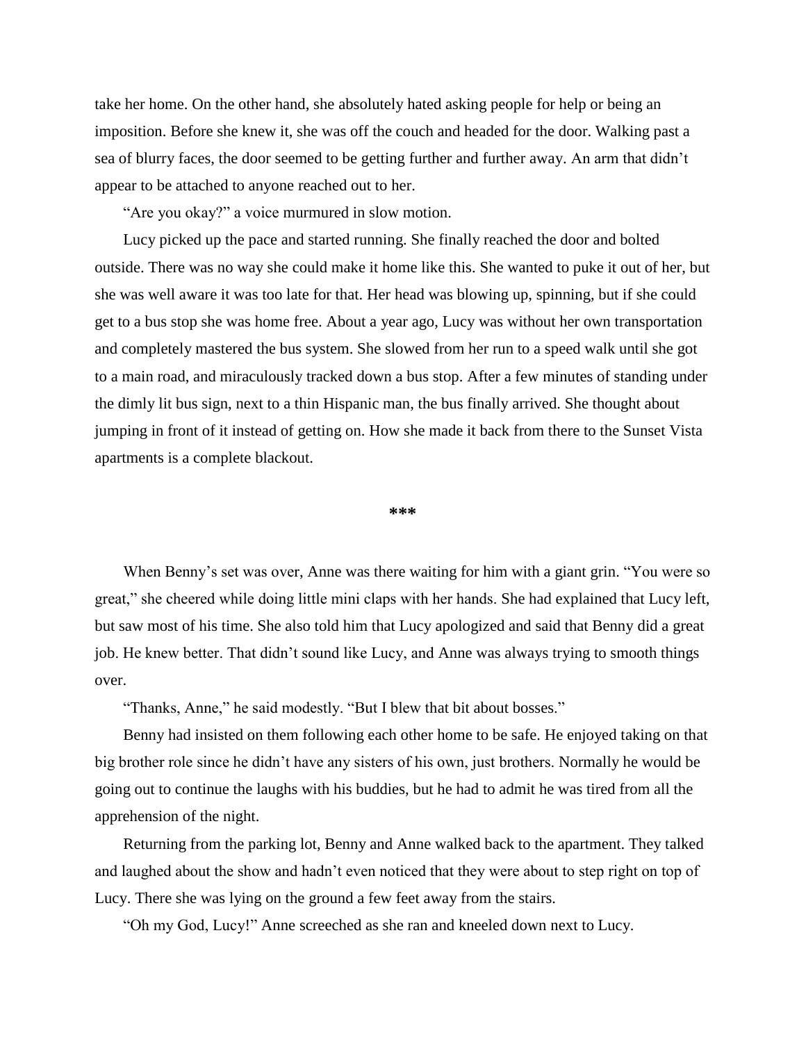take her home. On the other hand, she absolutely hated asking people for help or being an imposition. Before she knew it, she was off the couch and headed for the door. Walking past a sea of blurry faces, the door seemed to be getting further and further away. An arm that didn't appear to be attached to anyone reached out to her.

"Are you okay?" a voice murmured in slow motion.

Lucy picked up the pace and started running. She finally reached the door and bolted outside. There was no way she could make it home like this. She wanted to puke it out of her, but she was well aware it was too late for that. Her head was blowing up, spinning, but if she could get to a bus stop she was home free. About a year ago, Lucy was without her own transportation and completely mastered the bus system. She slowed from her run to a speed walk until she got to a main road, and miraculously tracked down a bus stop. After a few minutes of standing under the dimly lit bus sign, next to a thin Hispanic man, the bus finally arrived. She thought about jumping in front of it instead of getting on. How she made it back from there to the Sunset Vista apartments is a complete blackout.

***

When Benny's set was over, Anne was there waiting for him with a giant grin. "You were so great," she cheered while doing little mini claps with her hands. She had explained that Lucy left, but saw most of his time. She also told him that Lucy apologized and said that Benny did a great job. He knew better. That didn't sound like Lucy, and Anne was always trying to smooth things over.

"Thanks, Anne," he said modestly. "But I blew that bit about bosses."

Benny had insisted on them following each other home to be safe. He enjoyed taking on that big brother role since he didn't have any sisters of his own, just brothers. Normally he would be going out to continue the laughs with his buddies, but he had to admit he was tired from all the apprehension of the night.

Returning from the parking lot, Benny and Anne walked back to the apartment. They talked and laughed about the show and hadn't even noticed that they were about to step right on top of Lucy. There she was lying on the ground a few feet away from the stairs.

"Oh my God, Lucy!" Anne screeched as she ran and kneeled down next to Lucy.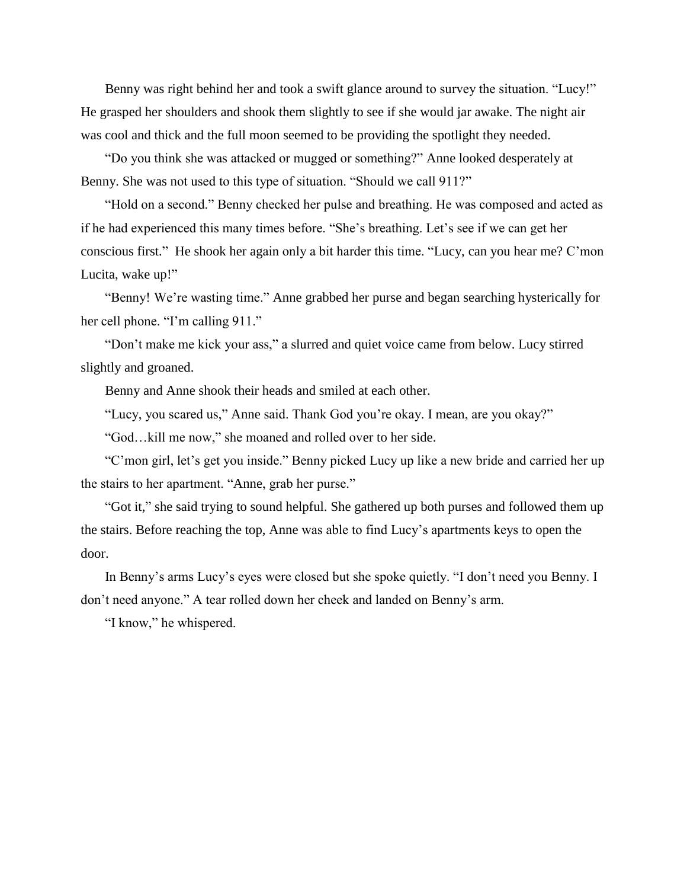Benny was right behind her and took a swift glance around to survey the situation. "Lucy!" He grasped her shoulders and shook them slightly to see if she would jar awake. The night air was cool and thick and the full moon seemed to be providing the spotlight they needed.

"Do you think she was attacked or mugged or something?" Anne looked desperately at Benny. She was not used to this type of situation. "Should we call 911?"

"Hold on a second." Benny checked her pulse and breathing. He was composed and acted as if he had experienced this many times before. "She's breathing. Let's see if we can get her conscious first." He shook her again only a bit harder this time. "Lucy, can you hear me? C'mon Lucita, wake up!"

"Benny! We're wasting time." Anne grabbed her purse and began searching hysterically for her cell phone. "I'm calling 911."

"Don't make me kick your ass," a slurred and quiet voice came from below. Lucy stirred slightly and groaned.

Benny and Anne shook their heads and smiled at each other.

"Lucy, you scared us," Anne said. Thank God you're okay. I mean, are you okay?"

"God…kill me now," she moaned and rolled over to her side.

"C'mon girl, let's get you inside." Benny picked Lucy up like a new bride and carried her up the stairs to her apartment. "Anne, grab her purse."

"Got it," she said trying to sound helpful. She gathered up both purses and followed them up the stairs. Before reaching the top, Anne was able to find Lucy's apartments keys to open the door.

In Benny's arms Lucy's eyes were closed but she spoke quietly. "I don't need you Benny. I don't need anyone." A tear rolled down her cheek and landed on Benny's arm.

"I know," he whispered.